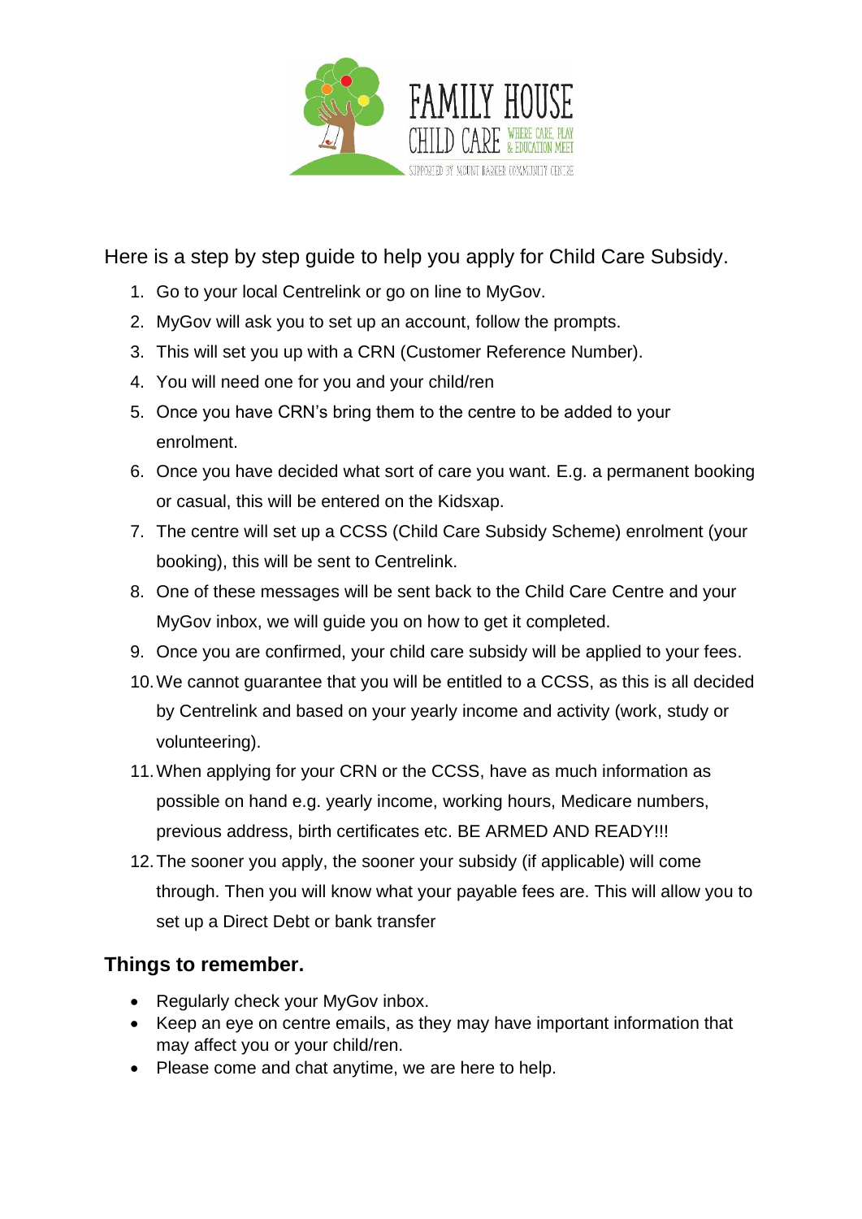FAMILY HOUSE CHILD CARE WHERE CARE, PLAY & EDUCATION MEET

SUPPORTED BY MOUNT BARKER COMMUNITY CENTRE

Here is a step by step guide to help you apply for Child Care Subsidy.

1. Go to your local Centrelink or go on line to MyGov.
2. MyGov will ask you to set up an account, follow the prompts.
3. This will set you up with a CRN (Customer Reference Number).
4. You will need one for you and your child/ren
5. Once you have CRN's bring them to the centre to be added to your enrolment.
6. Once you have decided what sort of care you want. E.g. a permanent booking or casual, this will be entered on the Kidsxap.
7. The centre will set up a CCSS (Child Care Subsidy Scheme) enrolment (your booking), this will be sent to Centrelink.
8. One of these messages will be sent back to the Child Care Centre and your MyGov inbox, we will guide you on how to get it completed.
9. Once you are confirmed, your child care subsidy will be applied to your fees.
10. We cannot guarantee that you will be entitled to a CCSS, as this is all decided by Centrelink and based on your yearly income and activity (work, study or volunteering).
11. When applying for your CRN or the CCSS, have as much information as possible on hand e.g. yearly income, working hours, Medicare numbers, previous address, birth certificates etc. BE ARMED AND READY!!!
12. The sooner you apply, the sooner your subsidy (if applicable) will come through. Then you will know what your payable fees are. This will allow you to set up a Direct Debt or bank transfer

## Things to remember.

- Regularly check your MyGov inbox.
- Keep an eye on centre emails, as they may have important information that may affect you or your child/ren.
- Please come and chat anytime, we are here to help.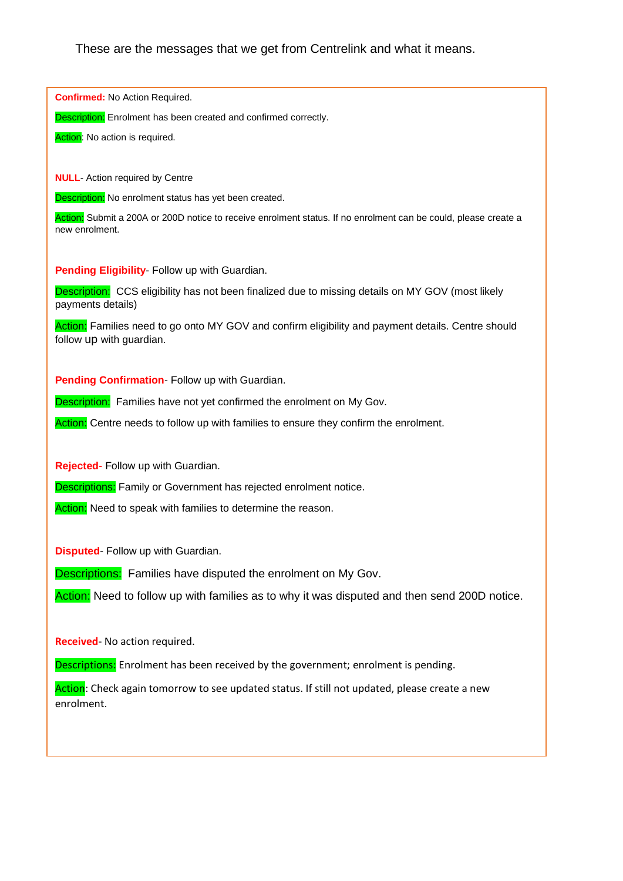These are the messages that we get from Centrelink and what it means.

**Confirmed:** No Action Required.

Description: Enrolment has been created and confirmed correctly.

Action: No action is required.

**NULL**- Action required by Centre

Description: No enrolment status has yet been created.

Action: Submit a 200A or 200D notice to receive enrolment status. If no enrolment can be could, please create a new enrolment.

**Pending Eligibility**- Follow up with Guardian.

Description: CCS eligibility has not been finalized due to missing details on MY GOV (most likely payments details)

Action: Families need to go onto MY GOV and confirm eligibility and payment details. Centre should follow up with guardian.

**Pending Confirmation**- Follow up with Guardian.

Description: Families have not yet confirmed the enrolment on My Gov.

Action: Centre needs to follow up with families to ensure they confirm the enrolment.

**Rejected**- Follow up with Guardian.

Descriptions: Family or Government has rejected enrolment notice.

Action: Need to speak with families to determine the reason.

**Disputed**- Follow up with Guardian.

Descriptions: Families have disputed the enrolment on My Gov.

Action: Need to follow up with families as to why it was disputed and then send 200D notice.

**Received**- No action required.

Descriptions: Enrolment has been received by the government; enrolment is pending.

Action: Check again tomorrow to see updated status. If still not updated, please create a new enrolment.